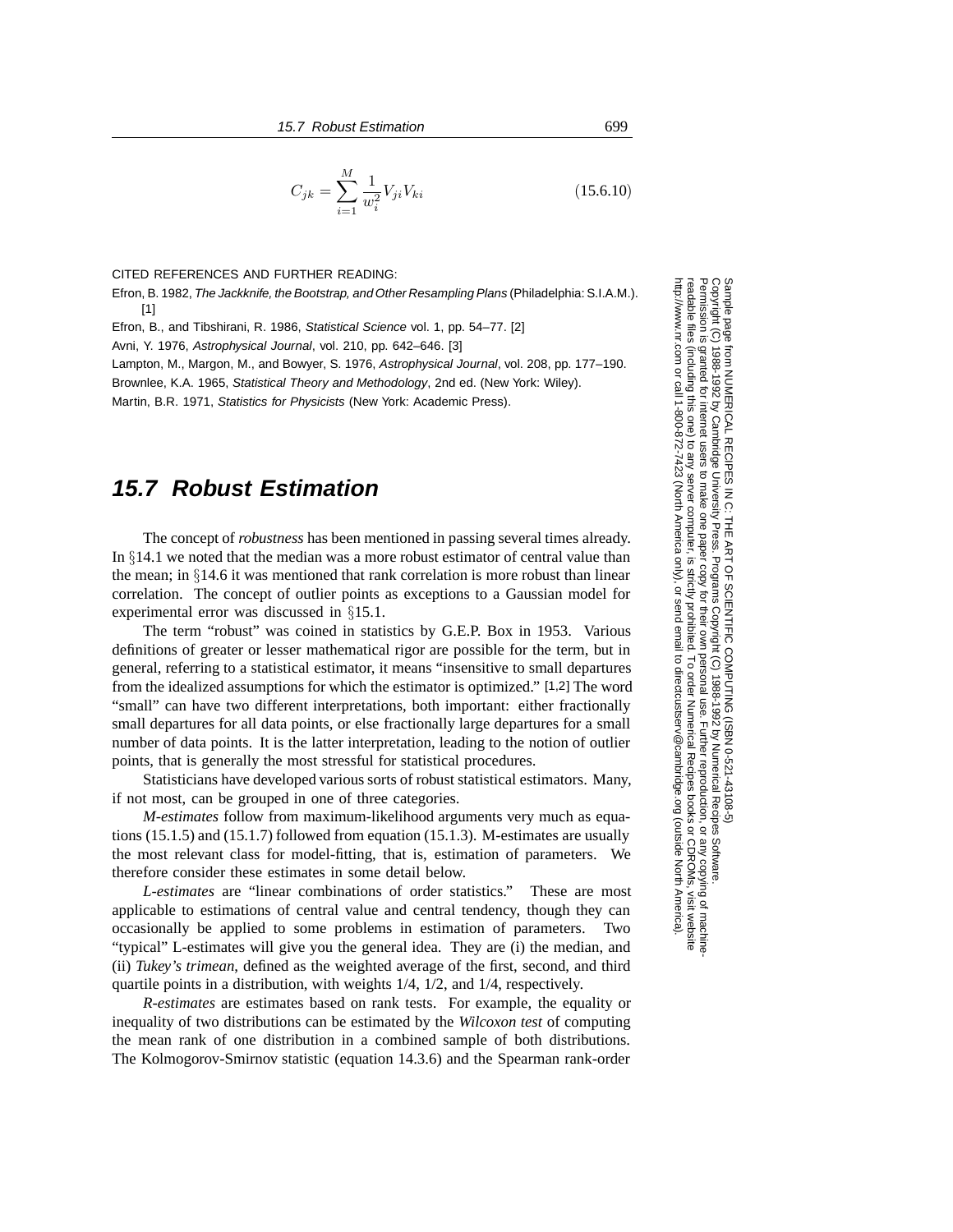$$C_{jk} = \sum_{i=1}^{M} \frac{1}{w_i^2} V_{ji} V_{ki} \tag{15.6.10}$$

CITED REFERENCES AND FURTHER READING:

Efron, B. 1982, *The Jackknife, the Bootstrap, and Other Resampling Plans* (Philadelphia: S.I.A.M.). [1]

Efron, B., and Tibshirani, R. 1986, *Statistical Science* vol. 1, pp. 54–77. [2]

Avni, Y. 1976, *Astrophysical Journal*, vol. 210, pp. 642–646. [3]

Lampton, M., Margon, M., and Bowyer, S. 1976, *Astrophysical Journal*, vol. 208, pp. 177–190.

Brownlee, K.A. 1965, *Statistical Theory and Methodology*, 2nd ed. (New York: Wiley).

Martin, B.R. 1971, *Statistics for Physicists* (New York: Academic Press).

## 15.7 Robust Estimation

The concept of *robustness* has been mentioned in passing several times already. In §14.1 we noted that the median was a more robust estimator of central value than the mean; in §14.6 it was mentioned that rank correlation is more robust than linear correlation. The concept of outlier points as exceptions to a Gaussian model for experimental error was discussed in §15.1.

The term "robust" was coined in statistics by G.E.P. Box in 1953. Various definitions of greater or lesser mathematical rigor are possible for the term, but in general, referring to a statistical estimator, it means "insensitive to small departures from the idealized assumptions for which the estimator is optimized." [1,2] The word "small" can have two different interpretations, both important: either fractionally small departures for all data points, or else fractionally large departures for a small number of data points. It is the latter interpretation, leading to the notion of outlier points, that is generally the most stressful for statistical procedures.

Statisticians have developed various sorts of robust statistical estimators. Many, if not most, can be grouped in one of three categories.

*M-estimates* follow from maximum-likelihood arguments very much as equations (15.1.5) and (15.1.7) followed from equation (15.1.3). M-estimates are usually the most relevant class for model-fitting, that is, estimation of parameters. We therefore consider these estimates in some detail below.

*L-estimates* are "linear combinations of order statistics." These are most applicable to estimations of central value and central tendency, though they can occasionally be applied to some problems in estimation of parameters. Two "typical" L-estimates will give you the general idea. They are (i) the median, and (ii) *Tukey's trimean*, defined as the weighted average of the first, second, and third quartile points in a distribution, with weights 1/4, 1/2, and 1/4, respectively.

*R-estimates* are estimates based on rank tests. For example, the equality or inequality of two distributions can be estimated by the *Wilcoxon test* of computing the mean rank of one distribution in a combined sample of both distributions. The Kolmogorov-Smirnov statistic (equation 14.3.6) and the Spearman rank-order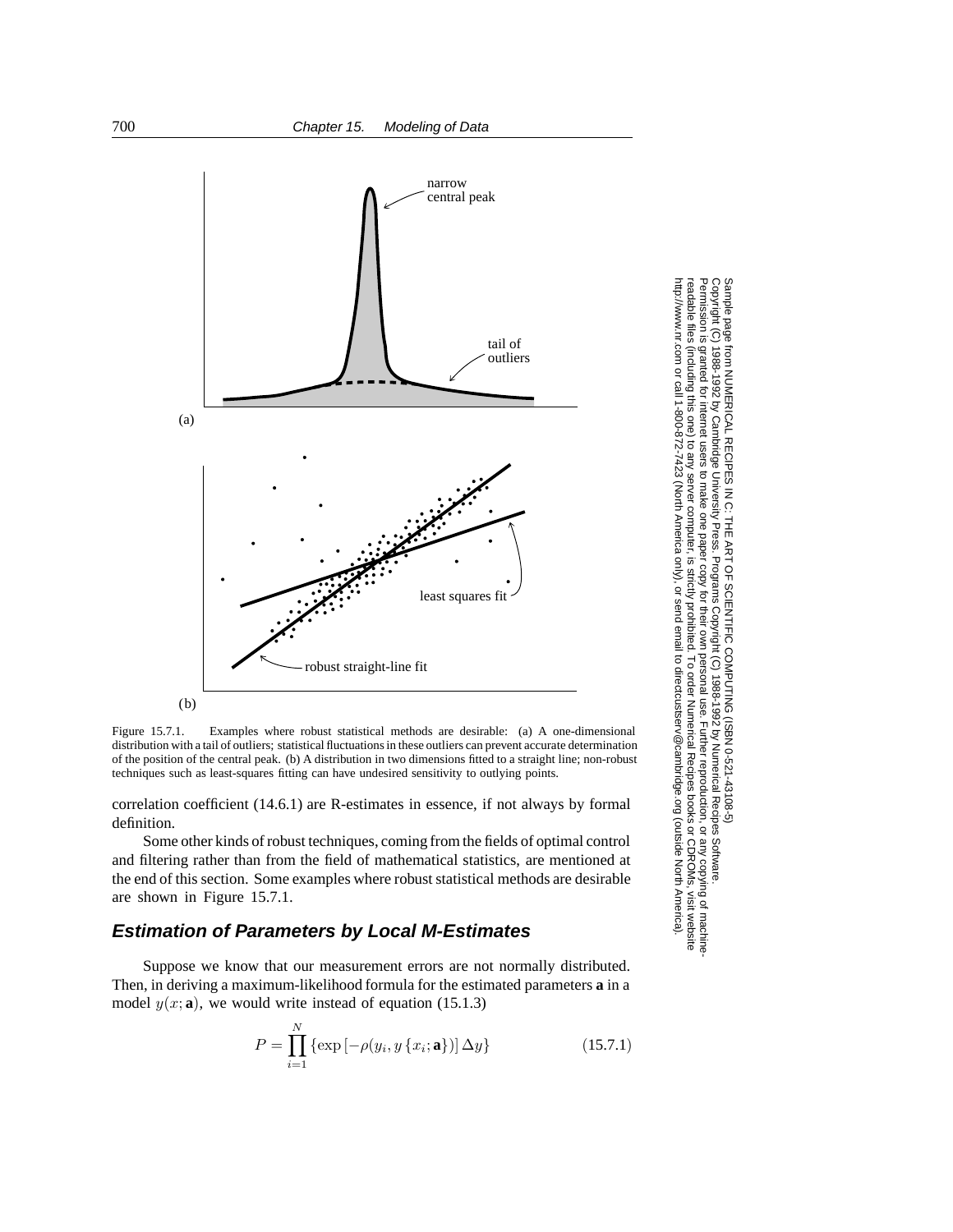Figure 15.7.1. Examples where robust statistical methods are desirable: (a) A one-dimensional distribution with a tail of outliers; statistical fluctuations in these outliers can prevent accurate determination of the position of the central peak. (b) A distribution in two dimensions fitted to a straight line; non-robust techniques such as least-squares fitting can have undesired sensitivity to outlying points.

correlation coefficient (14.6.1) are R-estimates in essence, if not always by formal definition.

Some other kinds of robust techniques, coming from the fields of optimal control and filtering rather than from the field of mathematical statistics, are mentioned at the end of this section. Some examples where robust statistical methods are desirable are shown in Figure 15.7.1.

## Estimation of Parameters by Local M-Estimates

Suppose we know that our measurement errors are not normally distributed. Then, in deriving a maximum-likelihood formula for the estimated parameters $\mathbf{a}$ in a model $y(x; \mathbf{a})$, we would write instead of equation (15.1.3)

$$P = \prod_{i=1}^{N} \{\exp\left[-\rho(y_i, y\{x_i; \mathbf{a}\})\right] \Delta y\} \tag{15.7.1}$$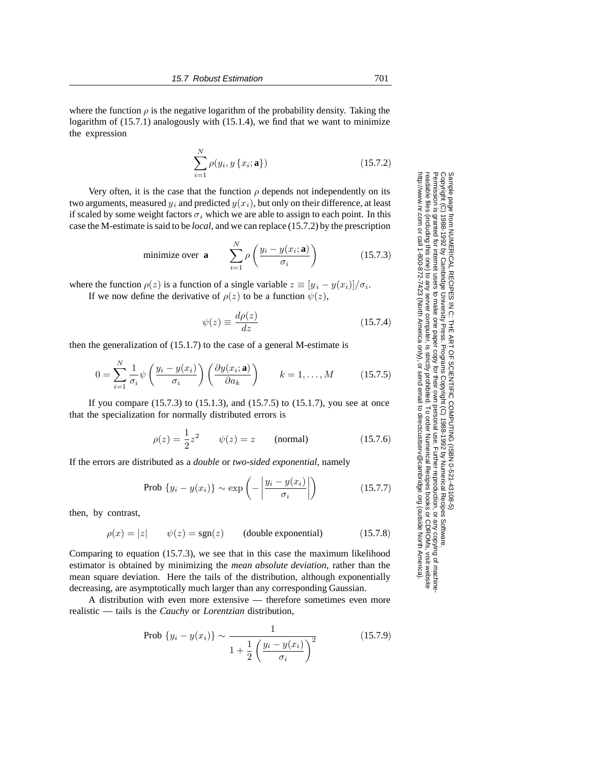where the function $\rho$ is the negative logarithm of the probability density. Taking the logarithm of (15.7.1) analogously with (15.1.4), we find that we want to minimize the expression

$$\sum_{i=1}^{N} \rho(y_i, y\{x_i; \mathbf{a}\}) \tag{15.7.2}$$

Very often, it is the case that the function $\rho$ depends not independently on its two arguments, measured $y_i$ and predicted $y(x_i)$, but only on their difference, at least if scaled by some weight factors $\sigma_i$ which we are able to assign to each point. In this case the M-estimate is said to be *local*, and we can replace (15.7.2) by the prescription

$$\text{minimize over } \mathbf{a} \qquad \sum_{i=1}^{N} \rho\left(\frac{y_i - y(x_i; \mathbf{a})}{\sigma_i}\right) \tag{15.7.3}$$

where the function $\rho(z)$ is a function of a single variable $z \equiv [y_i - y(x_i)]/\sigma_i$.

If we now define the derivative of $\rho(z)$ to be a function $\psi(z)$,

$$\psi(z) \equiv \frac{d\rho(z)}{dz} \tag{15.7.4}$$

then the generalization of (15.1.7) to the case of a general M-estimate is

$$0 = \sum_{i=1}^{N} \frac{1}{\sigma_i} \psi\left(\frac{y_i - y(x_i)}{\sigma_i}\right)\left(\frac{\partial y(x_i; \mathbf{a})}{\partial a_k}\right) \qquad k = 1, \ldots, M \tag{15.7.5}$$

If you compare (15.7.3) to (15.1.3), and (15.7.5) to (15.1.7), you see at once that the specialization for normally distributed errors is

$$\rho(z) = \frac{1}{2}z^2 \qquad \psi(z) = z \qquad \text{(normal)} \tag{15.7.6}$$

If the errors are distributed as a *double* or *two-sided exponential*, namely

$$\text{Prob}\,\{y_i - y(x_i)\} \sim \exp\left(-\left|\frac{y_i - y(x_i)}{\sigma_i}\right|\right) \tag{15.7.7}$$

then, by contrast,

$$\rho(x) = |z| \qquad \psi(z) = \text{sgn}(z) \qquad \text{(double exponential)} \tag{15.7.8}$$

Comparing to equation (15.7.3), we see that in this case the maximum likelihood estimator is obtained by minimizing the *mean absolute deviation*, rather than the mean square deviation. Here the tails of the distribution, although exponentially decreasing, are asymptotically much larger than any corresponding Gaussian.

A distribution with even more extensive — therefore sometimes even more realistic — tails is the *Cauchy* or *Lorentzian* distribution,

$$\text{Prob}\,\{y_i - y(x_i)\} \sim \frac{1}{1 + \frac{1}{2}\left(\frac{y_i - y(x_i)}{\sigma_i}\right)^2} \tag{15.7.9}$$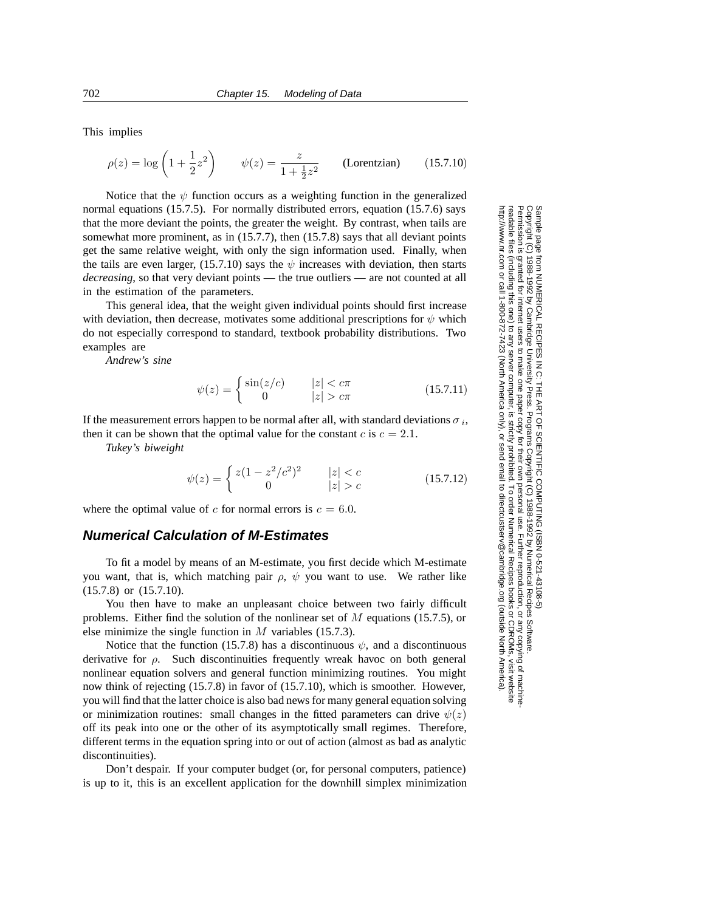This implies

$$\rho(z) = \log\left(1 + \frac{1}{2}z^2\right) \qquad \psi(z) = \frac{z}{1 + \frac{1}{2}z^2} \qquad \text{(Lorentzian)} \qquad (15.7.10)$$

Notice that the $\psi$ function occurs as a weighting function in the generalized normal equations (15.7.5). For normally distributed errors, equation (15.7.6) says that the more deviant the points, the greater the weight. By contrast, when tails are somewhat more prominent, as in (15.7.7), then (15.7.8) says that all deviant points get the same relative weight, with only the sign information used. Finally, when the tails are even larger, (15.7.10) says the $\psi$ increases with deviation, then starts *decreasing*, so that very deviant points — the true outliers — are not counted at all in the estimation of the parameters.

This general idea, that the weight given individual points should first increase with deviation, then decrease, motivates some additional prescriptions for $\psi$ which do not especially correspond to standard, textbook probability distributions. Two examples are

*Andrew's sine*

$$\psi(z) = \begin{cases} \sin(z/c) & |z| < c\pi \\ 0 & |z| > c\pi \end{cases} \qquad (15.7.11)$$

If the measurement errors happen to be normal after all, with standard deviations $\sigma_i$, then it can be shown that the optimal value for the constant $c$ is $c = 2.1$.

*Tukey's biweight*

$$\psi(z) = \begin{cases} z(1 - z^2/c^2)^2 & |z| < c \\ 0 & |z| > c \end{cases} \qquad (15.7.12)$$

where the optimal value of $c$ for normal errors is $c = 6.0$.

## Numerical Calculation of M-Estimates

To fit a model by means of an M-estimate, you first decide which M-estimate you want, that is, which matching pair $\rho$, $\psi$ you want to use. We rather like (15.7.8) or (15.7.10).

You then have to make an unpleasant choice between two fairly difficult problems. Either find the solution of the nonlinear set of $M$ equations (15.7.5), or else minimize the single function in $M$ variables (15.7.3).

Notice that the function (15.7.8) has a discontinuous $\psi$, and a discontinuous derivative for $\rho$. Such discontinuities frequently wreak havoc on both general nonlinear equation solvers and general function minimizing routines. You might now think of rejecting (15.7.8) in favor of (15.7.10), which is smoother. However, you will find that the latter choice is also bad news for many general equation solving or minimization routines: small changes in the fitted parameters can drive $\psi(z)$ off its peak into one or the other of its asymptotically small regimes. Therefore, different terms in the equation spring into or out of action (almost as bad as analytic discontinuities).

Don't despair. If your computer budget (or, for personal computers, patience) is up to it, this is an excellent application for the downhill simplex minimization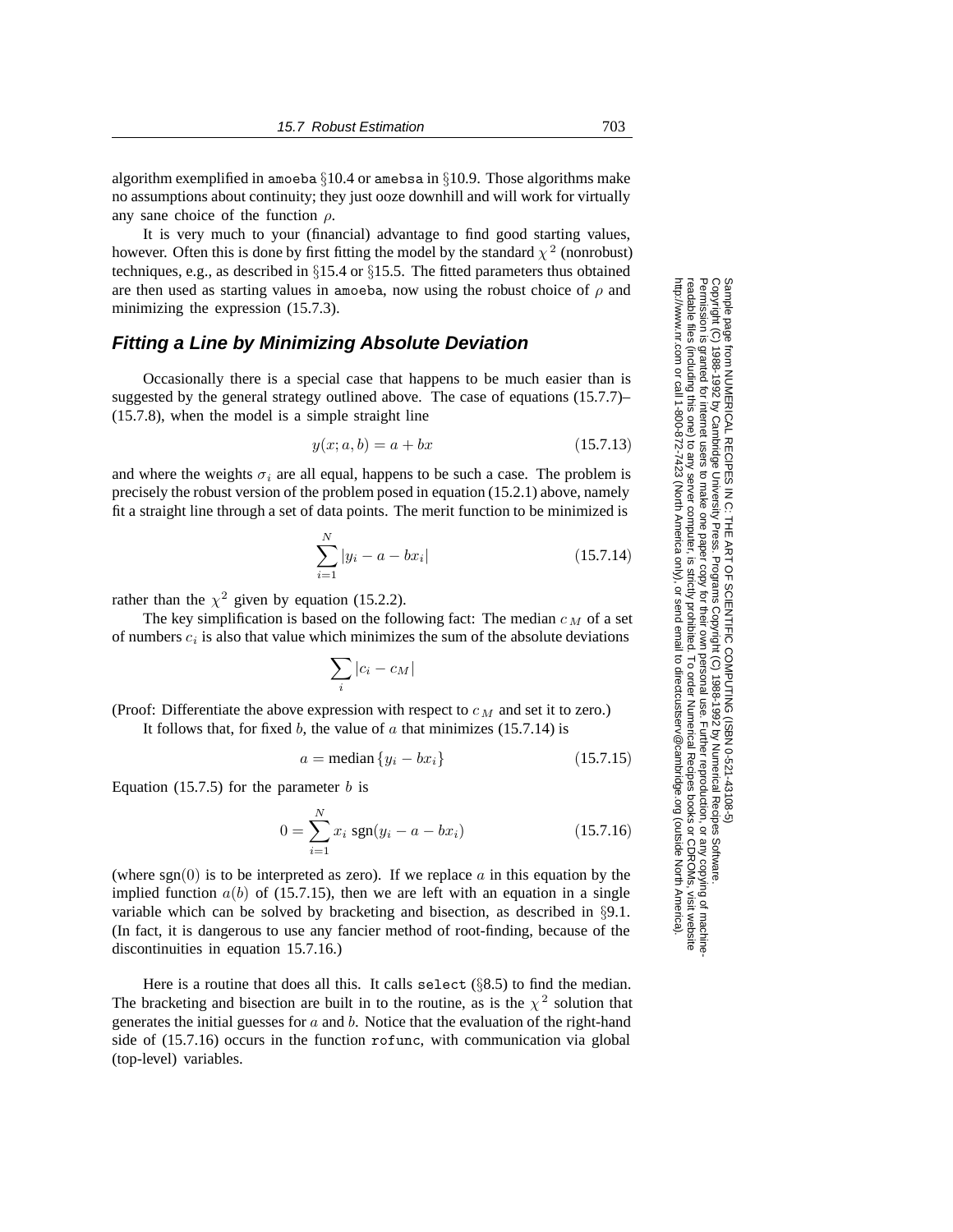algorithm exemplified in amoeba §10.4 or amebsa in §10.9. Those algorithms make no assumptions about continuity; they just ooze downhill and will work for virtually any sane choice of the function $\rho$.

It is very much to your (financial) advantage to find good starting values, however. Often this is done by first fitting the model by the standard $\chi^2$ (nonrobust) techniques, e.g., as described in §15.4 or §15.5. The fitted parameters thus obtained are then used as starting values in amoeba, now using the robust choice of $\rho$ and minimizing the expression (15.7.3).

### Fitting a Line by Minimizing Absolute Deviation

Occasionally there is a special case that happens to be much easier than is suggested by the general strategy outlined above. The case of equations (15.7.7)–(15.7.8), when the model is a simple straight line

$$y(x; a, b) = a + bx \tag{15.7.13}$$

and where the weights $\sigma_i$ are all equal, happens to be such a case. The problem is precisely the robust version of the problem posed in equation (15.2.1) above, namely fit a straight line through a set of data points. The merit function to be minimized is

$$\sum_{i=1}^{N} |y_i - a - bx_i| \tag{15.7.14}$$

rather than the $\chi^2$ given by equation (15.2.2).

The key simplification is based on the following fact: The median $c_M$ of a set of numbers $c_i$ is also that value which minimizes the sum of the absolute deviations

$$\sum_i |c_i - c_M|$$

(Proof: Differentiate the above expression with respect to $c_M$ and set it to zero.)

It follows that, for fixed $b$, the value of $a$ that minimizes (15.7.14) is

$$a = \text{median}\,\{y_i - bx_i\} \tag{15.7.15}$$

Equation (15.7.5) for the parameter $b$ is

$$0 = \sum_{i=1}^{N} x_i \,\text{sgn}(y_i - a - bx_i) \tag{15.7.16}$$

(where $\text{sgn}(0)$ is to be interpreted as zero). If we replace $a$ in this equation by the implied function $a(b)$ of (15.7.15), then we are left with an equation in a single variable which can be solved by bracketing and bisection, as described in §9.1. (In fact, it is dangerous to use any fancier method of root-finding, because of the discontinuities in equation 15.7.16.)

Here is a routine that does all this. It calls select (§8.5) to find the median. The bracketing and bisection are built in to the routine, as is the $\chi^2$ solution that generates the initial guesses for $a$ and $b$. Notice that the evaluation of the right-hand side of (15.7.16) occurs in the function rofunc, with communication via global (top-level) variables.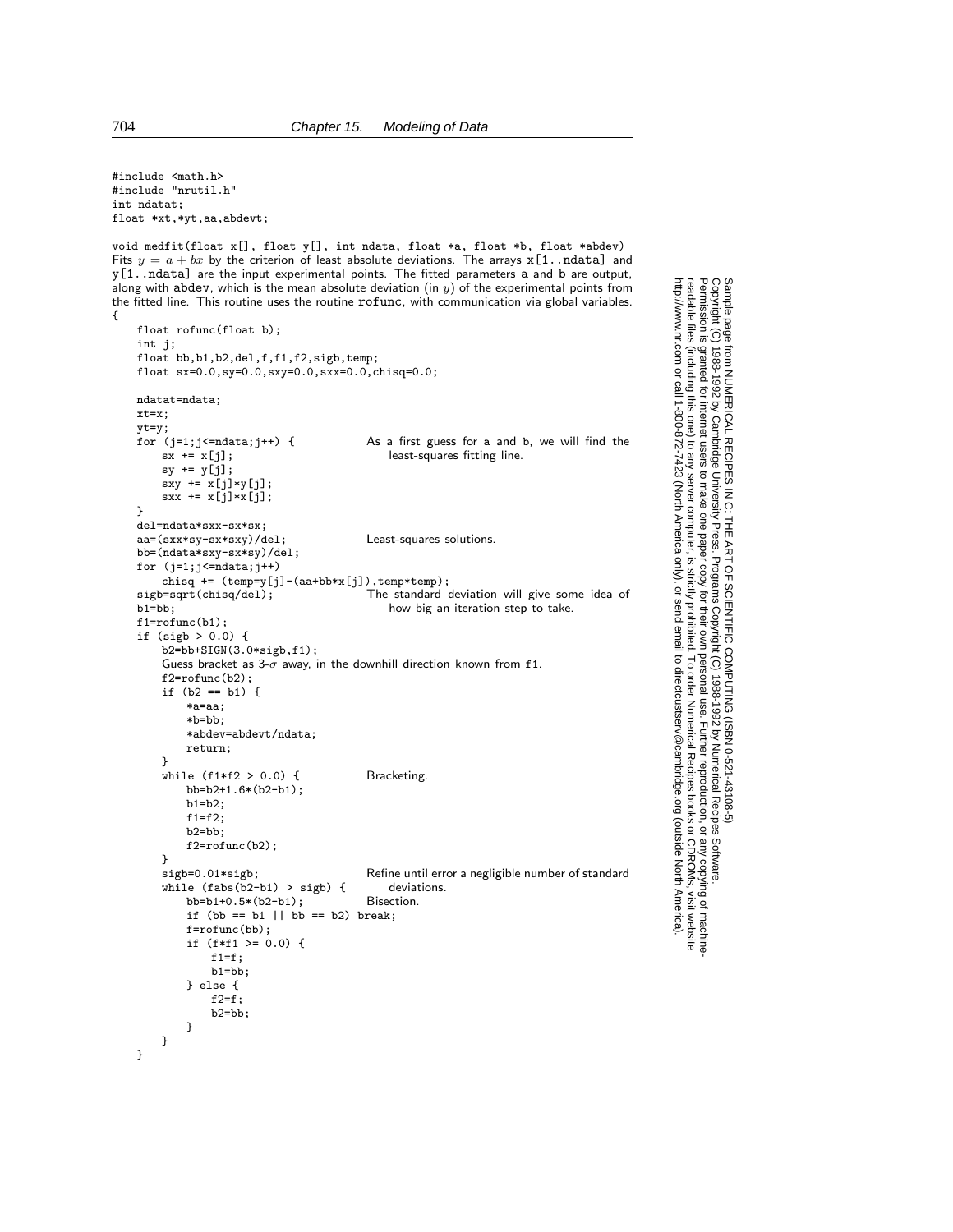```c
#include <math.h>
#include "nrutil.h"
int ndatat;
float *xt,*yt,aa,abdevt;

void medfit(float x[], float y[], int ndata, float *a, float *b, float *abdev)
```

Fits $y = a + bx$ by the criterion of least absolute deviations. The arrays `x[1..ndata]` and `y[1..ndata]` are the input experimental points. The fitted parameters `a` and `b` are output, along with `abdev`, which is the mean absolute deviation (in $y$) of the experimental points from the fitted line. This routine uses the routine `rofunc`, with communication via global variables.

```c
{
    float rofunc(float b);
    int j;
    float bb,b1,b2,del,f,f1,f2,sigb,temp;
    float sx=0.0,sy=0.0,sxy=0.0,sxx=0.0,chisq=0.0;

    ndatat=ndata;
    xt=x;
    yt=y;
    for (j=1;j<=ndata;j++) {            As a first guess for a and b, we will find the
        sx += x[j];                          least-squares fitting line.
        sy += y[j];
        sxy += x[j]*y[j];
        sxx += x[j]*x[j];
    }
    del=ndata*sxx-sx*sx;
    aa=(sxx*sy-sx*sxy)/del;             Least-squares solutions.
    bb=(ndata*sxy-sx*sy)/del;
    for (j=1;j<=ndata;j++)
        chisq += (temp=y[j]-(aa+bb*x[j]),temp*temp);
    sigb=sqrt(chisq/del);               The standard deviation will give some idea of
    b1=bb;                                   how big an iteration step to take.
    f1=rofunc(b1);
    if (sigb > 0.0) {
        b2=bb+SIGN(3.0*sigb,f1);
        Guess bracket as 3-σ away, in the downhill direction known from f1.
        f2=rofunc(b2);
        if (b2 == b1) {
            *a=aa;
            *b=bb;
            *abdev=abdevt/ndata;
            return;
        }
        while (f1*f2 > 0.0) {           Bracketing.
            bb=b2+1.6*(b2-b1);
            b1=b2;
            f1=f2;
            b2=bb;
            f2=rofunc(b2);
        }
        sigb=0.01*sigb;                 Refine until error a negligible number of standard
        while (fabs(b2-b1) > sigb) {         deviations.
            bb=b1+0.5*(b2-b1);          Bisection.
            if (bb == b1 || bb == b2) break;
            f=rofunc(bb);
            if (f*f1 >= 0.0) {
                f1=f;
                b1=bb;
            } else {
                f2=f;
                b2=bb;
            }
        }
    }
```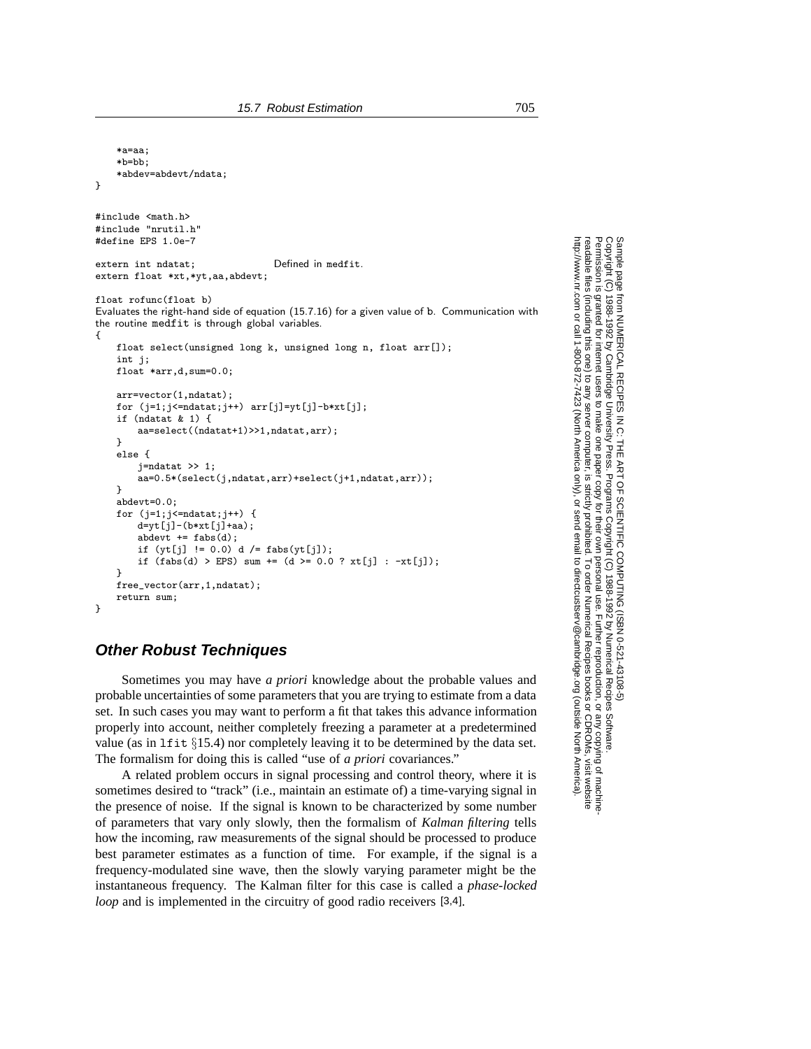```
    *a=aa;
    *b=bb;
    *abdev=abdevt/ndata;
}

#include <math.h>
#include "nrutil.h"
#define EPS 1.0e-7

extern int ndatat;                Defined in medfit.
extern float *xt,*yt,aa,abdevt;

float rofunc(float b)
```
Evaluates the right-hand side of equation (15.7.16) for a given value of b. Communication with the routine medfit is through global variables.
```
{
    float select(unsigned long k, unsigned long n, float arr[]);
    int j;
    float *arr,d,sum=0.0;

    arr=vector(1,ndatat);
    for (j=1;j<=ndatat;j++) arr[j]=yt[j]-b*xt[j];
    if (ndatat & 1) {
        aa=select((ndatat+1)>>1,ndatat,arr);
    }
    else {
        j=ndatat >> 1;
        aa=0.5*(select(j,ndatat,arr)+select(j+1,ndatat,arr));
    }
    abdevt=0.0;
    for (j=1;j<=ndatat;j++) {
        d=yt[j]-(b*xt[j]+aa);
        abdevt += fabs(d);
        if (yt[j] != 0.0) d /= fabs(yt[j]);
        if (fabs(d) > EPS) sum += (d >= 0.0 ? xt[j] : -xt[j]);
    }
    free_vector(arr,1,ndatat);
    return sum;
}
```

## Other Robust Techniques

Sometimes you may have *a priori* knowledge about the probable values and probable uncertainties of some parameters that you are trying to estimate from a data set. In such cases you may want to perform a fit that takes this advance information properly into account, neither completely freezing a parameter at a predetermined value (as in lfit §15.4) nor completely leaving it to be determined by the data set. The formalism for doing this is called "use of *a priori* covariances."

A related problem occurs in signal processing and control theory, where it is sometimes desired to "track" (i.e., maintain an estimate of) a time-varying signal in the presence of noise. If the signal is known to be characterized by some number of parameters that vary only slowly, then the formalism of *Kalman filtering* tells how the incoming, raw measurements of the signal should be processed to produce best parameter estimates as a function of time. For example, if the signal is a frequency-modulated sine wave, then the slowly varying parameter might be the instantaneous frequency. The Kalman filter for this case is called a *phase-locked loop* and is implemented in the circuitry of good radio receivers [3,4].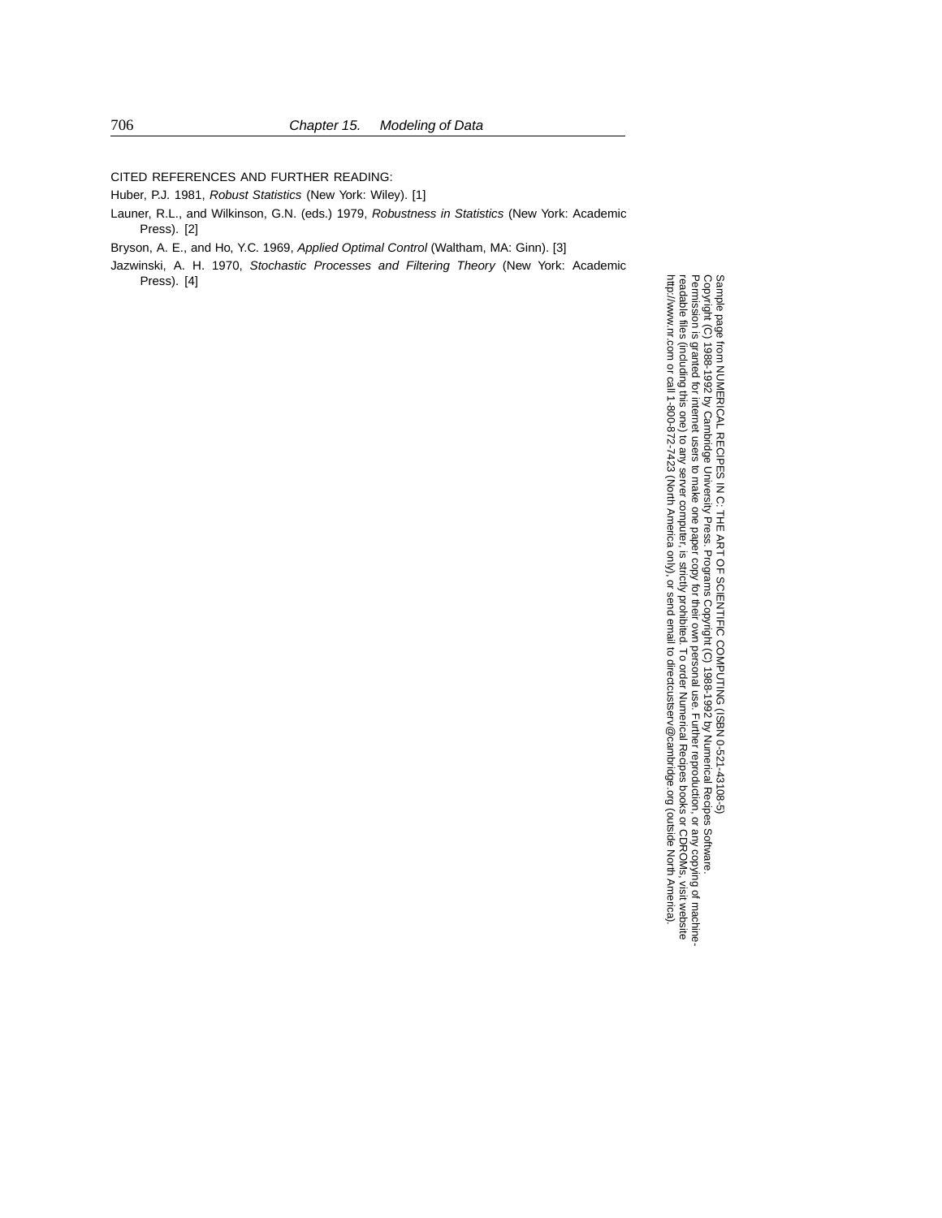CITED REFERENCES AND FURTHER READING:

Huber, P.J. 1981, *Robust Statistics* (New York: Wiley). [1]

Launer, R.L., and Wilkinson, G.N. (eds.) 1979, *Robustness in Statistics* (New York: Academic Press). [2]

Bryson, A. E., and Ho, Y.C. 1969, *Applied Optimal Control* (Waltham, MA: Ginn). [3]

Jazwinski, A. H. 1970, *Stochastic Processes and Filtering Theory* (New York: Academic Press). [4]

Sample page from NUMERICAL RECIPES IN C: THE ART OF SCIENTIFIC COMPUTING (ISBN 0-521-43108-5)
Copyright (C) 1988-1992 by Cambridge University Press. Programs Copyright (C) 1988-1992 by Numerical Recipes Software.
Permission is granted for internet users to make one paper copy for their own personal use. Further reproduction, or any copying of machine-readable files (including this one) to any server computer, is strictly prohibited. To order Numerical Recipes books or CDROMs, visit website http://www.nr.com or call 1-800-872-7423 (North America only), or send email to directcustserv@cambridge.org (outside North America).